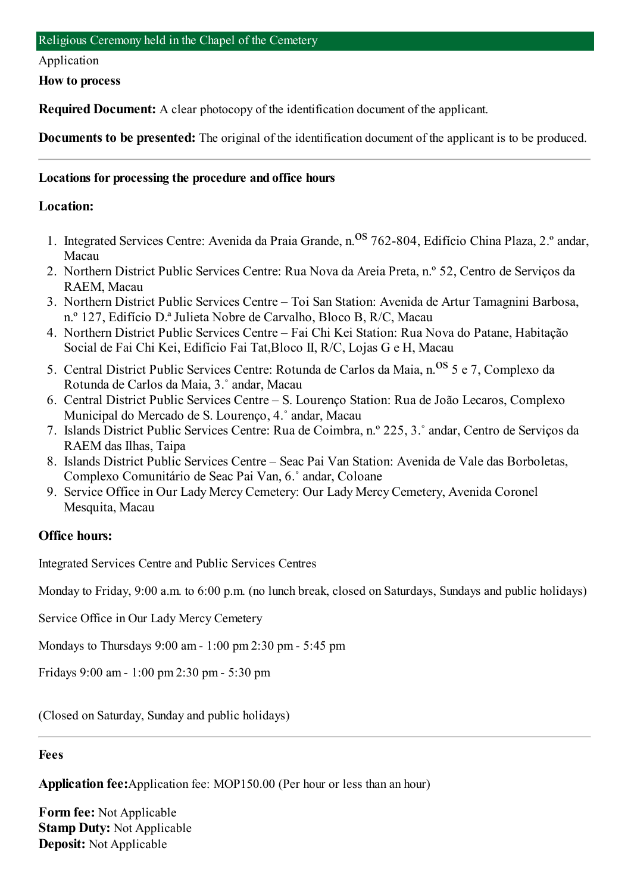## Religious Ceremony held in the Chapel of the Cemetery

Application

**How to process**

**Required Document:** A clear photocopy of the identification document of the applicant.

**Documents to be presented:** The original of the identification document of the applicant is to be produced.

---

**Locations for processing the procedure and office hours**

**Location:**

1. Integrated Services Centre: Avenida da Praia Grande, n.os 762-804, Edifício China Plaza, 2.º andar, Macau
2. Northern District Public Services Centre: Rua Nova da Areia Preta, n.º 52, Centro de Serviços da RAEM, Macau
3. Northern District Public Services Centre – Toi San Station: Avenida de Artur Tamagnini Barbosa, n.º 127, Edifício D.ª Julieta Nobre de Carvalho, Bloco B, R/C, Macau
4. Northern District Public Services Centre – Fai Chi Kei Station: Rua Nova do Patane, Habitação Social de Fai Chi Kei, Edifício Fai Tat,Bloco II, R/C, Lojas G e H, Macau
5. Central District Public Services Centre: Rotunda de Carlos da Maia, n.os 5 e 7, Complexo da Rotunda de Carlos da Maia, 3.˚ andar, Macau
6. Central District Public Services Centre – S. Lourenço Station: Rua de João Lecaros, Complexo Municipal do Mercado de S. Lourenço, 4.˚ andar, Macau
7. Islands District Public Services Centre: Rua de Coimbra, n.º 225, 3.˚ andar, Centro de Serviços da RAEM das Ilhas, Taipa
8. Islands District Public Services Centre – Seac Pai Van Station: Avenida de Vale das Borboletas, Complexo Comunitário de Seac Pai Van, 6.˚ andar, Coloane
9. Service Office in Our Lady Mercy Cemetery: Our Lady Mercy Cemetery, Avenida Coronel Mesquita, Macau

**Office hours:**

Integrated Services Centre and Public Services Centres

Monday to Friday, 9:00 a.m. to 6:00 p.m. (no lunch break, closed on Saturdays, Sundays and public holidays)

Service Office in Our Lady Mercy Cemetery

Mondays to Thursdays 9:00 am - 1:00 pm 2:30 pm - 5:45 pm

Fridays 9:00 am - 1:00 pm 2:30 pm - 5:30 pm

(Closed on Saturday, Sunday and public holidays)

---

**Fees**

**Application fee:**Application fee: MOP150.00 (Per hour or less than an hour)

**Form fee:** Not Applicable
**Stamp Duty:** Not Applicable
**Deposit:** Not Applicable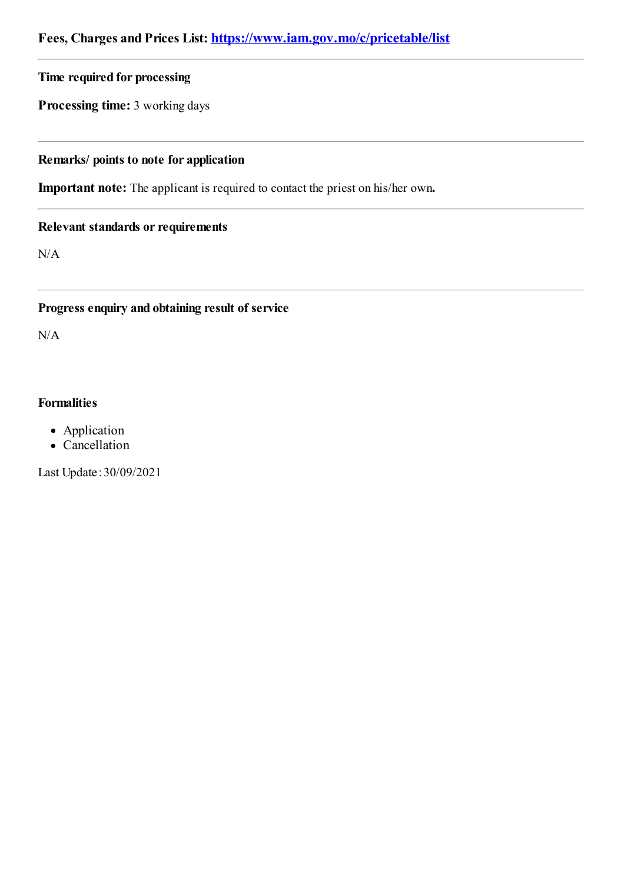**Fees, Charges and Prices List:** [https://www.iam.gov.mo/c/pricetable/list](https://www.iam.gov.mo/c/pricetable/list)

---

### Time required for processing

**Processing time:** 3 working days

---

### Remarks/ points to note for application

**Important note:** The applicant is required to contact the priest on his/her own**.**

---

### Relevant standards or requirements

N/A

---

### Progress enquiry and obtaining result of service

N/A

### Formalities

- Application
- Cancellation

Last Update : 30/09/2021